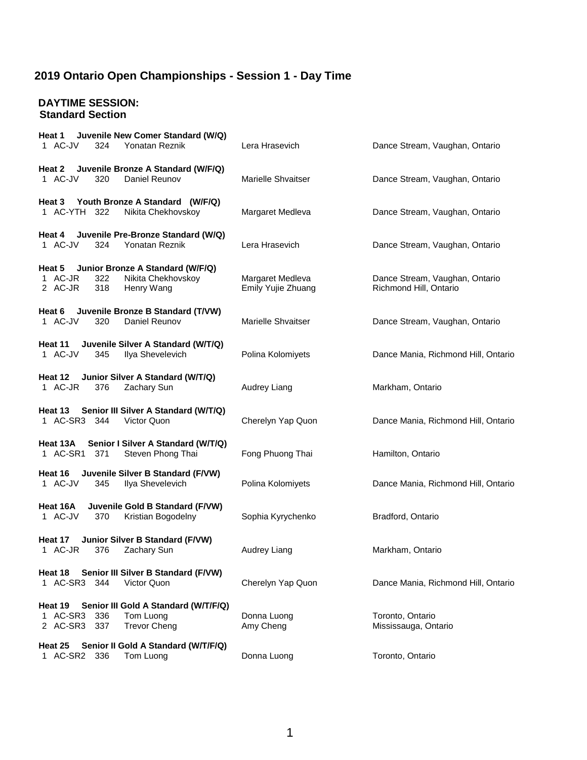# 2019 Ontario Open Championships - Session 1 - Day Time

## DAYTIME SESSION:
### Standard Section

**Heat 1 Juvenile New Comer Standard (W/Q)**

| # | Category | No. | Leader | Partner | Location |
|---|---|---|---|---|---|
| 1 | AC-JV | 324 | Yonatan Reznik | Lera Hrasevich | Dance Stream, Vaughan, Ontario |

**Heat 2 Juvenile Bronze A Standard (W/F/Q)**

| # | Category | No. | Leader | Partner | Location |
|---|---|---|---|---|---|
| 1 | AC-JV | 320 | Daniel Reunov | Marielle Shvaitser | Dance Stream, Vaughan, Ontario |

**Heat 3 Youth Bronze A Standard (W/F/Q)**

| # | Category | No. | Leader | Partner | Location |
|---|---|---|---|---|---|
| 1 | AC-YTH | 322 | Nikita Chekhovskoy | Margaret Medleva | Dance Stream, Vaughan, Ontario |

**Heat 4 Juvenile Pre-Bronze Standard (W/Q)**

| # | Category | No. | Leader | Partner | Location |
|---|---|---|---|---|---|
| 1 | AC-JV | 324 | Yonatan Reznik | Lera Hrasevich | Dance Stream, Vaughan, Ontario |

**Heat 5 Junior Bronze A Standard (W/F/Q)**

| # | Category | No. | Leader | Partner | Location |
|---|---|---|---|---|---|
| 1 | AC-JR | 322 | Nikita Chekhovskoy | Margaret Medleva | Dance Stream, Vaughan, Ontario |
| 2 | AC-JR | 318 | Henry Wang | Emily Yujie Zhuang | Richmond Hill, Ontario |

**Heat 6 Juvenile Bronze B Standard (T/VW)**

| # | Category | No. | Leader | Partner | Location |
|---|---|---|---|---|---|
| 1 | AC-JV | 320 | Daniel Reunov | Marielle Shvaitser | Dance Stream, Vaughan, Ontario |

**Heat 11 Juvenile Silver A Standard (W/T/Q)**

| # | Category | No. | Leader | Partner | Location |
|---|---|---|---|---|---|
| 1 | AC-JV | 345 | Ilya Shevelevich | Polina Kolomiyets | Dance Mania, Richmond Hill, Ontario |

**Heat 12 Junior Silver A Standard (W/T/Q)**

| # | Category | No. | Leader | Partner | Location |
|---|---|---|---|---|---|
| 1 | AC-JR | 376 | Zachary Sun | Audrey Liang | Markham, Ontario |

**Heat 13 Senior III Silver A Standard (W/T/Q)**

| # | Category | No. | Leader | Partner | Location |
|---|---|---|---|---|---|
| 1 | AC-SR3 | 344 | Victor Quon | Cherelyn Yap Quon | Dance Mania, Richmond Hill, Ontario |

**Heat 13A Senior I Silver A Standard (W/T/Q)**

| # | Category | No. | Leader | Partner | Location |
|---|---|---|---|---|---|
| 1 | AC-SR1 | 371 | Steven Phong Thai | Fong Phuong Thai | Hamilton, Ontario |

**Heat 16 Juvenile Silver B Standard (F/VW)**

| # | Category | No. | Leader | Partner | Location |
|---|---|---|---|---|---|
| 1 | AC-JV | 345 | Ilya Shevelevich | Polina Kolomiyets | Dance Mania, Richmond Hill, Ontario |

**Heat 16A Juvenile Gold B Standard (F/VW)**

| # | Category | No. | Leader | Partner | Location |
|---|---|---|---|---|---|
| 1 | AC-JV | 370 | Kristian Bogodelny | Sophia Kyrychenko | Bradford, Ontario |

**Heat 17 Junior Silver B Standard (F/VW)**

| # | Category | No. | Leader | Partner | Location |
|---|---|---|---|---|---|
| 1 | AC-JR | 376 | Zachary Sun | Audrey Liang | Markham, Ontario |

**Heat 18 Senior III Silver B Standard (F/VW)**

| # | Category | No. | Leader | Partner | Location |
|---|---|---|---|---|---|
| 1 | AC-SR3 | 344 | Victor Quon | Cherelyn Yap Quon | Dance Mania, Richmond Hill, Ontario |

**Heat 19 Senior III Gold A Standard (W/T/F/Q)**

| # | Category | No. | Leader | Partner | Location |
|---|---|---|---|---|---|
| 1 | AC-SR3 | 336 | Tom Luong | Donna Luong | Toronto, Ontario |
| 2 | AC-SR3 | 337 | Trevor Cheng | Amy Cheng | Mississauga, Ontario |

**Heat 25 Senior II Gold A Standard (W/T/F/Q)**

| # | Category | No. | Leader | Partner | Location |
|---|---|---|---|---|---|
| 1 | AC-SR2 | 336 | Tom Luong | Donna Luong | Toronto, Ontario |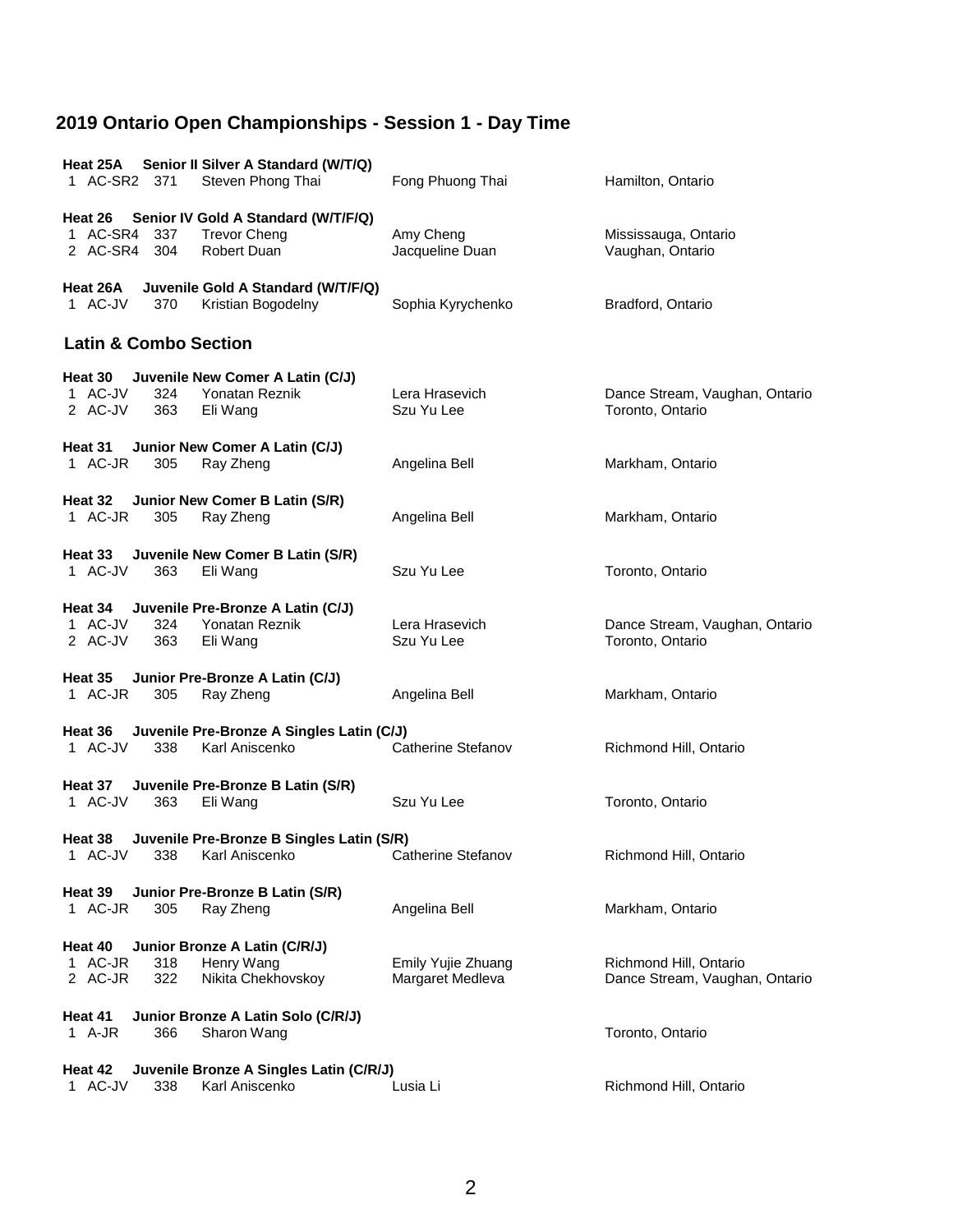## 2019 Ontario Open Championships - Session 1 - Day Time

**Heat 25A Senior II Silver A Standard (W/T/Q)**

| | | | | |
|---|---|---|---|---|
| 1 AC-SR2 | 371 | Steven Phong Thai | Fong Phuong Thai | Hamilton, Ontario |

**Heat 26 Senior IV Gold A Standard (W/T/F/Q)**

| | | | | |
|---|---|---|---|---|
| 1 AC-SR4 | 337 | Trevor Cheng | Amy Cheng | Mississauga, Ontario |
| 2 AC-SR4 | 304 | Robert Duan | Jacqueline Duan | Vaughan, Ontario |

**Heat 26A Juvenile Gold A Standard (W/T/F/Q)**

| | | | | |
|---|---|---|---|---|
| 1 AC-JV | 370 | Kristian Bogodelny | Sophia Kyrychenko | Bradford, Ontario |

### Latin & Combo Section

**Heat 30 Juvenile New Comer A Latin (C/J)**

| | | | | |
|---|---|---|---|---|
| 1 AC-JV | 324 | Yonatan Reznik | Lera Hrasevich | Dance Stream, Vaughan, Ontario |
| 2 AC-JV | 363 | Eli Wang | Szu Yu Lee | Toronto, Ontario |

**Heat 31 Junior New Comer A Latin (C/J)**

| | | | | |
|---|---|---|---|---|
| 1 AC-JR | 305 | Ray Zheng | Angelina Bell | Markham, Ontario |

**Heat 32 Junior New Comer B Latin (S/R)**

| | | | | |
|---|---|---|---|---|
| 1 AC-JR | 305 | Ray Zheng | Angelina Bell | Markham, Ontario |

**Heat 33 Juvenile New Comer B Latin (S/R)**

| | | | | |
|---|---|---|---|---|
| 1 AC-JV | 363 | Eli Wang | Szu Yu Lee | Toronto, Ontario |

**Heat 34 Juvenile Pre-Bronze A Latin (C/J)**

| | | | | |
|---|---|---|---|---|
| 1 AC-JV | 324 | Yonatan Reznik | Lera Hrasevich | Dance Stream, Vaughan, Ontario |
| 2 AC-JV | 363 | Eli Wang | Szu Yu Lee | Toronto, Ontario |

**Heat 35 Junior Pre-Bronze A Latin (C/J)**

| | | | | |
|---|---|---|---|---|
| 1 AC-JR | 305 | Ray Zheng | Angelina Bell | Markham, Ontario |

**Heat 36 Juvenile Pre-Bronze A Singles Latin (C/J)**

| | | | | |
|---|---|---|---|---|
| 1 AC-JV | 338 | Karl Aniscenko | Catherine Stefanov | Richmond Hill, Ontario |

**Heat 37 Juvenile Pre-Bronze B Latin (S/R)**

| | | | | |
|---|---|---|---|---|
| 1 AC-JV | 363 | Eli Wang | Szu Yu Lee | Toronto, Ontario |

**Heat 38 Juvenile Pre-Bronze B Singles Latin (S/R)**

| | | | | |
|---|---|---|---|---|
| 1 AC-JV | 338 | Karl Aniscenko | Catherine Stefanov | Richmond Hill, Ontario |

**Heat 39 Junior Pre-Bronze B Latin (S/R)**

| | | | | |
|---|---|---|---|---|
| 1 AC-JR | 305 | Ray Zheng | Angelina Bell | Markham, Ontario |

**Heat 40 Junior Bronze A Latin (C/R/J)**

| | | | | |
|---|---|---|---|---|
| 1 AC-JR | 318 | Henry Wang | Emily Yujie Zhuang | Richmond Hill, Ontario |
| 2 AC-JR | 322 | Nikita Chekhovskoy | Margaret Medleva | Dance Stream, Vaughan, Ontario |

**Heat 41 Junior Bronze A Latin Solo (C/R/J)**

| | | | | |
|---|---|---|---|---|
| 1 A-JR | 366 | Sharon Wang | | Toronto, Ontario |

**Heat 42 Juvenile Bronze A Singles Latin (C/R/J)**

| | | | | |
|---|---|---|---|---|
| 1 AC-JV | 338 | Karl Aniscenko | Lusia Li | Richmond Hill, Ontario |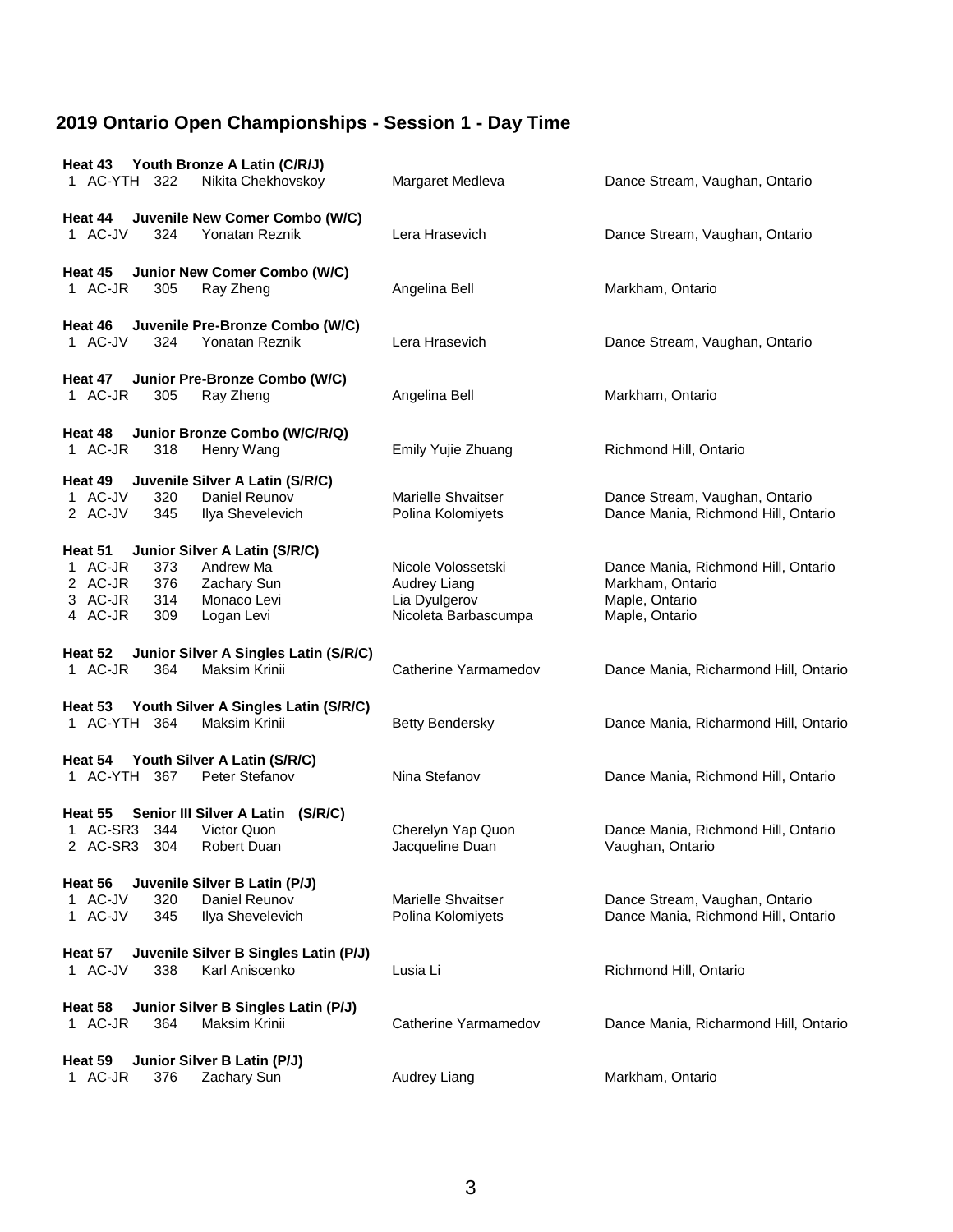## 2019 Ontario Open Championships - Session 1 - Day Time

**Heat 43 Youth Bronze A Latin (C/R/J)**

| | | | | | |
|---|---|---|---|---|---|
| 1 | AC-YTH | 322 | Nikita Chekhovskoy | Margaret Medleva | Dance Stream, Vaughan, Ontario |

**Heat 44 Juvenile New Comer Combo (W/C)**

| | | | | | |
|---|---|---|---|---|---|
| 1 | AC-JV | 324 | Yonatan Reznik | Lera Hrasevich | Dance Stream, Vaughan, Ontario |

**Heat 45 Junior New Comer Combo (W/C)**

| | | | | | |
|---|---|---|---|---|---|
| 1 | AC-JR | 305 | Ray Zheng | Angelina Bell | Markham, Ontario |

**Heat 46 Juvenile Pre-Bronze Combo (W/C)**

| | | | | | |
|---|---|---|---|---|---|
| 1 | AC-JV | 324 | Yonatan Reznik | Lera Hrasevich | Dance Stream, Vaughan, Ontario |

**Heat 47 Junior Pre-Bronze Combo (W/C)**

| | | | | | |
|---|---|---|---|---|---|
| 1 | AC-JR | 305 | Ray Zheng | Angelina Bell | Markham, Ontario |

**Heat 48 Junior Bronze Combo (W/C/R/Q)**

| | | | | | |
|---|---|---|---|---|---|
| 1 | AC-JR | 318 | Henry Wang | Emily Yujie Zhuang | Richmond Hill, Ontario |

**Heat 49 Juvenile Silver A Latin (S/R/C)**

| | | | | | |
|---|---|---|---|---|---|
| 1 | AC-JV | 320 | Daniel Reunov | Marielle Shvaitser | Dance Stream, Vaughan, Ontario |
| 2 | AC-JV | 345 | Ilya Shevelevich | Polina Kolomiyets | Dance Mania, Richmond Hill, Ontario |

**Heat 51 Junior Silver A Latin (S/R/C)**

| | | | | | |
|---|---|---|---|---|---|
| 1 | AC-JR | 373 | Andrew Ma | Nicole Volossetski | Dance Mania, Richmond Hill, Ontario |
| 2 | AC-JR | 376 | Zachary Sun | Audrey Liang | Markham, Ontario |
| 3 | AC-JR | 314 | Monaco Levi | Lia Dyulgerov | Maple, Ontario |
| 4 | AC-JR | 309 | Logan Levi | Nicoleta Barbascumpa | Maple, Ontario |

**Heat 52 Junior Silver A Singles Latin (S/R/C)**

| | | | | | |
|---|---|---|---|---|---|
| 1 | AC-JR | 364 | Maksim Krinii | Catherine Yarmamedov | Dance Mania, Richarmond Hill, Ontario |

**Heat 53 Youth Silver A Singles Latin (S/R/C)**

| | | | | | |
|---|---|---|---|---|---|
| 1 | AC-YTH | 364 | Maksim Krinii | Betty Bendersky | Dance Mania, Richarmond Hill, Ontario |

**Heat 54 Youth Silver A Latin (S/R/C)**

| | | | | | |
|---|---|---|---|---|---|
| 1 | AC-YTH | 367 | Peter Stefanov | Nina Stefanov | Dance Mania, Richmond Hill, Ontario |

**Heat 55 Senior III Silver A Latin (S/R/C)**

| | | | | | |
|---|---|---|---|---|---|
| 1 | AC-SR3 | 344 | Victor Quon | Cherelyn Yap Quon | Dance Mania, Richmond Hill, Ontario |
| 2 | AC-SR3 | 304 | Robert Duan | Jacqueline Duan | Vaughan, Ontario |

**Heat 56 Juvenile Silver B Latin (P/J)**

| | | | | | |
|---|---|---|---|---|---|
| 1 | AC-JV | 320 | Daniel Reunov | Marielle Shvaitser | Dance Stream, Vaughan, Ontario |
| 1 | AC-JV | 345 | Ilya Shevelevich | Polina Kolomiyets | Dance Mania, Richmond Hill, Ontario |

**Heat 57 Juvenile Silver B Singles Latin (P/J)**

| | | | | | |
|---|---|---|---|---|---|
| 1 | AC-JV | 338 | Karl Aniscenko | Lusia Li | Richmond Hill, Ontario |

**Heat 58 Junior Silver B Singles Latin (P/J)**

| | | | | | |
|---|---|---|---|---|---|
| 1 | AC-JR | 364 | Maksim Krinii | Catherine Yarmamedov | Dance Mania, Richarmond Hill, Ontario |

**Heat 59 Junior Silver B Latin (P/J)**

| | | | | | |
|---|---|---|---|---|---|
| 1 | AC-JR | 376 | Zachary Sun | Audrey Liang | Markham, Ontario |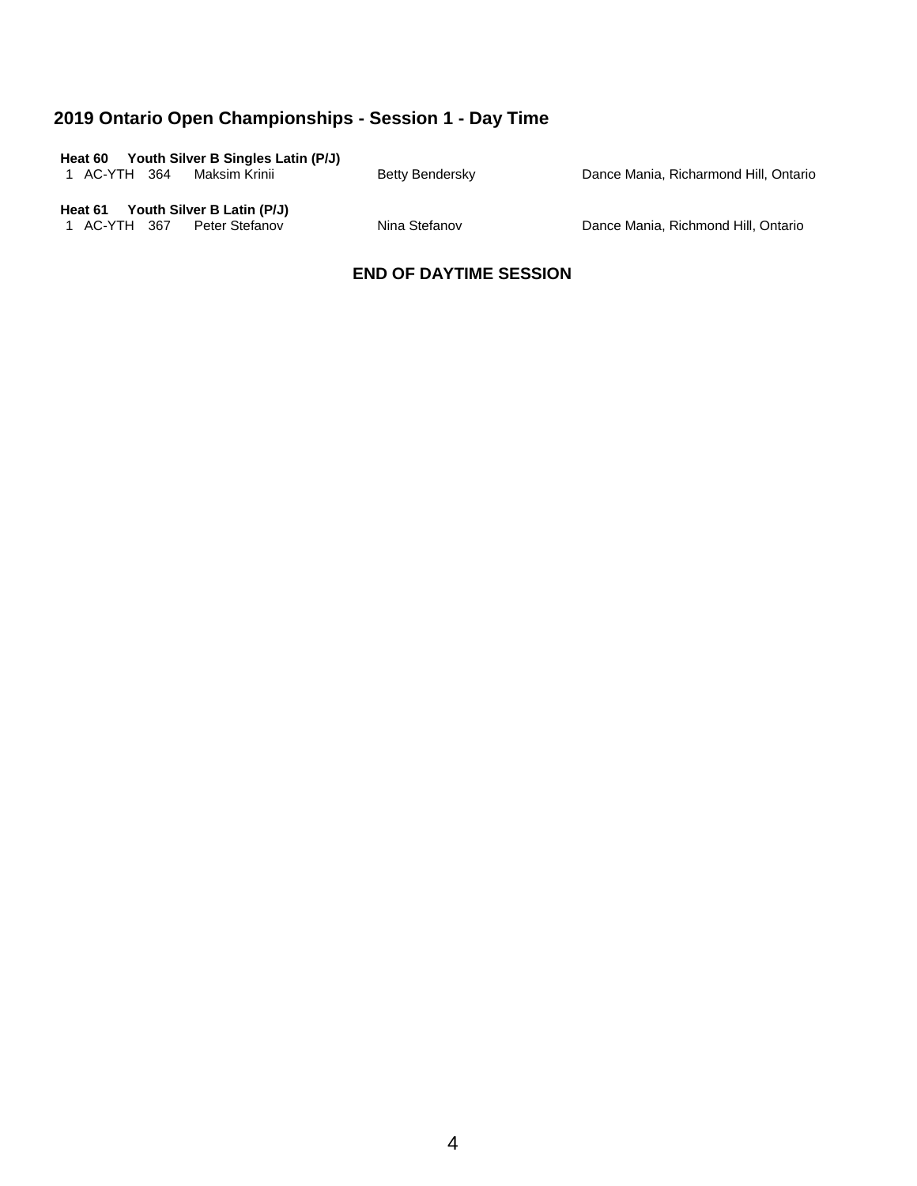## 2019 Ontario Open Championships - Session 1 - Day Time

**Heat 60 Youth Silver B Singles Latin (P/J)**

| | | | | | |
|---|---|---|---|---|---|
| 1 | AC-YTH | 364 | Maksim Krinii | Betty Bendersky | Dance Mania, Richarmond Hill, Ontario |

**Heat 61 Youth Silver B Latin (P/J)**

| | | | | | |
|---|---|---|---|---|---|
| 1 | AC-YTH | 367 | Peter Stefanov | Nina Stefanov | Dance Mania, Richmond Hill, Ontario |

**END OF DAYTIME SESSION**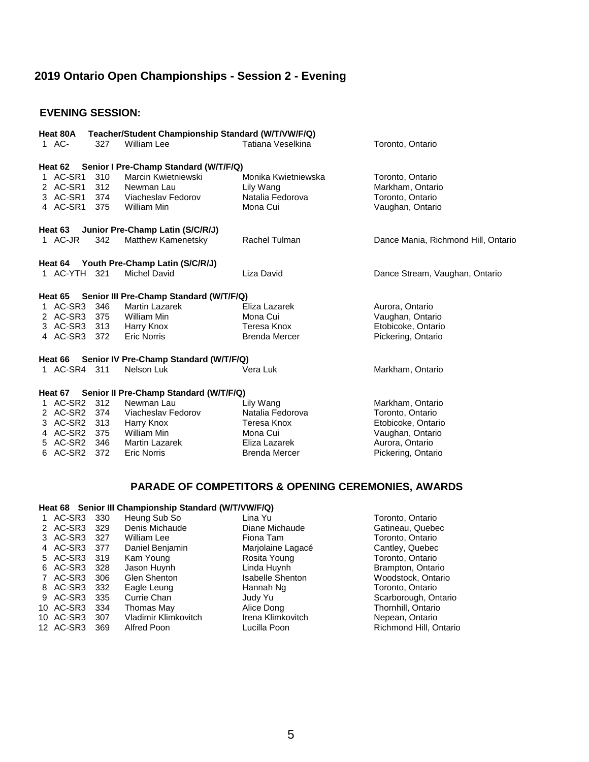# 2019 Ontario Open Championships - Session 2 - Evening

## EVENING SESSION:

**Heat 80A Teacher/Student Championship Standard (W/T/VW/F/Q)**

| | | | | | |
|---|---|---|---|---|---|
| 1 | AC- | 327 | William Lee | Tatiana Veselkina | Toronto, Ontario |

**Heat 62 Senior I Pre-Champ Standard (W/T/F/Q)**

| | | | | | |
|---|---|---|---|---|---|
| 1 | AC-SR1 | 310 | Marcin Kwietniewski | Monika Kwietniewska | Toronto, Ontario |
| 2 | AC-SR1 | 312 | Newman Lau | Lily Wang | Markham, Ontario |
| 3 | AC-SR1 | 374 | Viacheslav Fedorov | Natalia Fedorova | Toronto, Ontario |
| 4 | AC-SR1 | 375 | William Min | Mona Cui | Vaughan, Ontario |

**Heat 63 Junior Pre-Champ Latin (S/C/R/J)**

| | | | | | |
|---|---|---|---|---|---|
| 1 | AC-JR | 342 | Matthew Kamenetsky | Rachel Tulman | Dance Mania, Richmond Hill, Ontario |

**Heat 64 Youth Pre-Champ Latin (S/C/R/J)**

| | | | | | |
|---|---|---|---|---|---|
| 1 | AC-YTH | 321 | Michel David | Liza David | Dance Stream, Vaughan, Ontario |

**Heat 65 Senior III Pre-Champ Standard (W/T/F/Q)**

| | | | | | |
|---|---|---|---|---|---|
| 1 | AC-SR3 | 346 | Martin Lazarek | Eliza Lazarek | Aurora, Ontario |
| 2 | AC-SR3 | 375 | William Min | Mona Cui | Vaughan, Ontario |
| 3 | AC-SR3 | 313 | Harry Knox | Teresa Knox | Etobicoke, Ontario |
| 4 | AC-SR3 | 372 | Eric Norris | Brenda Mercer | Pickering, Ontario |

**Heat 66 Senior IV Pre-Champ Standard (W/T/F/Q)**

| | | | | | |
|---|---|---|---|---|---|
| 1 | AC-SR4 | 311 | Nelson Luk | Vera Luk | Markham, Ontario |

**Heat 67 Senior II Pre-Champ Standard (W/T/F/Q)**

| | | | | | |
|---|---|---|---|---|---|
| 1 | AC-SR2 | 312 | Newman Lau | Lily Wang | Markham, Ontario |
| 2 | AC-SR2 | 374 | Viacheslav Fedorov | Natalia Fedorova | Toronto, Ontario |
| 3 | AC-SR2 | 313 | Harry Knox | Teresa Knox | Etobicoke, Ontario |
| 4 | AC-SR2 | 375 | William Min | Mona Cui | Vaughan, Ontario |
| 5 | AC-SR2 | 346 | Martin Lazarek | Eliza Lazarek | Aurora, Ontario |
| 6 | AC-SR2 | 372 | Eric Norris | Brenda Mercer | Pickering, Ontario |

## PARADE OF COMPETITORS & OPENING CEREMONIES, AWARDS

**Heat 68 Senior III Championship Standard (W/T/VW/F/Q)**

| | | | | | |
|---|---|---|---|---|---|
| 1 | AC-SR3 | 330 | Heung Sub So | Lina Yu | Toronto, Ontario |
| 2 | AC-SR3 | 329 | Denis Michaude | Diane Michaude | Gatineau, Quebec |
| 3 | AC-SR3 | 327 | William Lee | Fiona Tam | Toronto, Ontario |
| 4 | AC-SR3 | 377 | Daniel Benjamin | Marjolaine Lagacé | Cantley, Quebec |
| 5 | AC-SR3 | 319 | Kam Young | Rosita Young | Toronto, Ontario |
| 6 | AC-SR3 | 328 | Jason Huynh | Linda Huynh | Brampton, Ontario |
| 7 | AC-SR3 | 306 | Glen Shenton | Isabelle Shenton | Woodstock, Ontario |
| 8 | AC-SR3 | 332 | Eagle Leung | Hannah Ng | Toronto, Ontario |
| 9 | AC-SR3 | 335 | Currie Chan | Judy Yu | Scarborough, Ontario |
| 10 | AC-SR3 | 334 | Thomas May | Alice Dong | Thornhill, Ontario |
| 10 | AC-SR3 | 307 | Vladimir Klimkovitch | Irena Klimkovitch | Nepean, Ontario |
| 12 | AC-SR3 | 369 | Alfred Poon | Lucilla Poon | Richmond Hill, Ontario |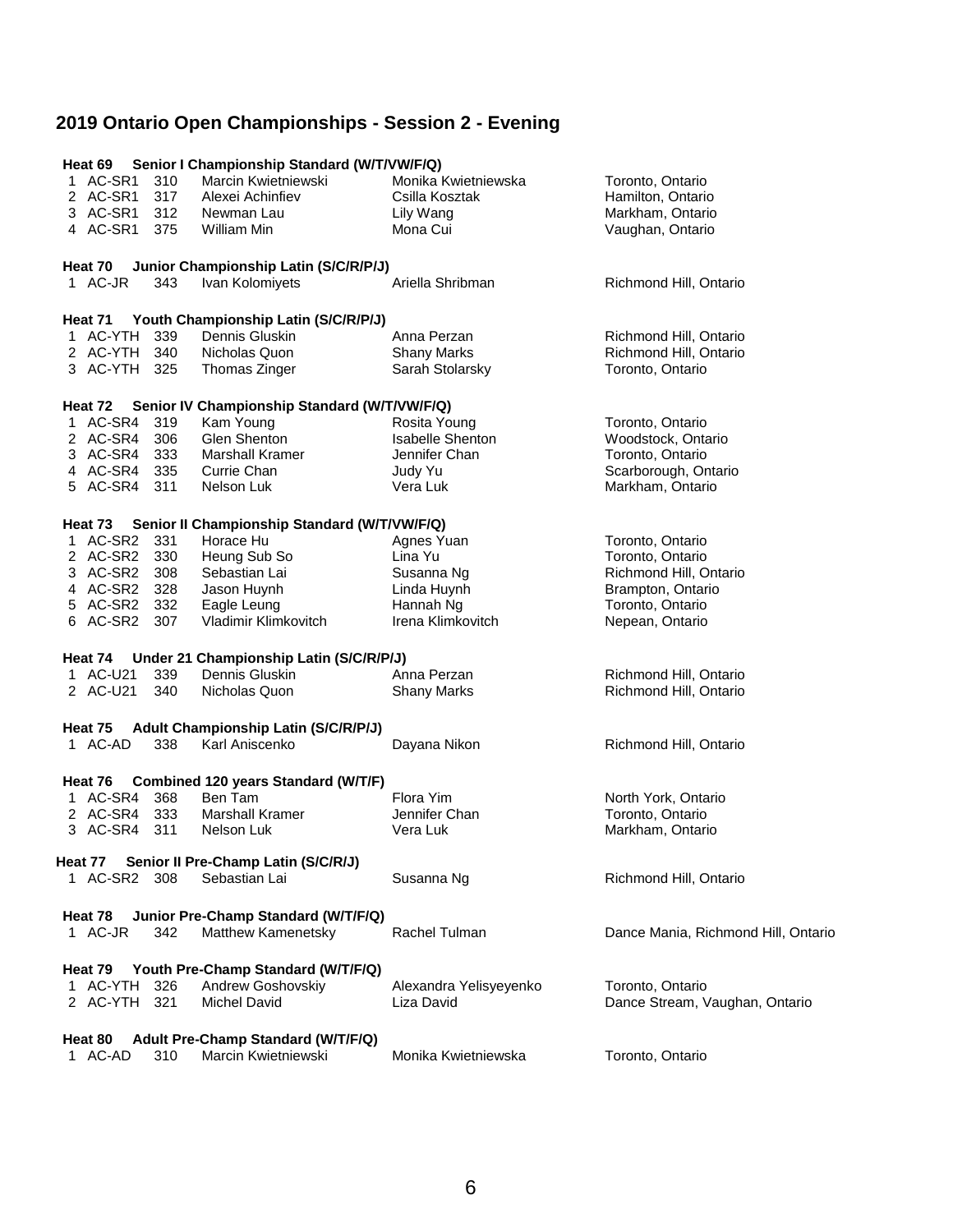# 2019 Ontario Open Championships - Session 2 - Evening

**Heat 69 Senior I Championship Standard (W/T/VW/F/Q)**

| | | | | | |
|---|---|---|---|---|---|
| 1 | AC-SR1 | 310 | Marcin Kwietniewski | Monika Kwietniewska | Toronto, Ontario |
| 2 | AC-SR1 | 317 | Alexei Achinfiev | Csilla Kosztak | Hamilton, Ontario |
| 3 | AC-SR1 | 312 | Newman Lau | Lily Wang | Markham, Ontario |
| 4 | AC-SR1 | 375 | William Min | Mona Cui | Vaughan, Ontario |

**Heat 70 Junior Championship Latin (S/C/R/P/J)**

| | | | | | |
|---|---|---|---|---|---|
| 1 | AC-JR | 343 | Ivan Kolomiyets | Ariella Shribman | Richmond Hill, Ontario |

**Heat 71 Youth Championship Latin (S/C/R/P/J)**

| | | | | | |
|---|---|---|---|---|---|
| 1 | AC-YTH | 339 | Dennis Gluskin | Anna Perzan | Richmond Hill, Ontario |
| 2 | AC-YTH | 340 | Nicholas Quon | Shany Marks | Richmond Hill, Ontario |
| 3 | AC-YTH | 325 | Thomas Zinger | Sarah Stolarsky | Toronto, Ontario |

**Heat 72 Senior IV Championship Standard (W/T/VW/F/Q)**

| | | | | | |
|---|---|---|---|---|---|
| 1 | AC-SR4 | 319 | Kam Young | Rosita Young | Toronto, Ontario |
| 2 | AC-SR4 | 306 | Glen Shenton | Isabelle Shenton | Woodstock, Ontario |
| 3 | AC-SR4 | 333 | Marshall Kramer | Jennifer Chan | Toronto, Ontario |
| 4 | AC-SR4 | 335 | Currie Chan | Judy Yu | Scarborough, Ontario |
| 5 | AC-SR4 | 311 | Nelson Luk | Vera Luk | Markham, Ontario |

**Heat 73 Senior II Championship Standard (W/T/VW/F/Q)**

| | | | | | |
|---|---|---|---|---|---|
| 1 | AC-SR2 | 331 | Horace Hu | Agnes Yuan | Toronto, Ontario |
| 2 | AC-SR2 | 330 | Heung Sub So | Lina Yu | Toronto, Ontario |
| 3 | AC-SR2 | 308 | Sebastian Lai | Susanna Ng | Richmond Hill, Ontario |
| 4 | AC-SR2 | 328 | Jason Huynh | Linda Huynh | Brampton, Ontario |
| 5 | AC-SR2 | 332 | Eagle Leung | Hannah Ng | Toronto, Ontario |
| 6 | AC-SR2 | 307 | Vladimir Klimkovitch | Irena Klimkovitch | Nepean, Ontario |

**Heat 74 Under 21 Championship Latin (S/C/R/P/J)**

| | | | | | |
|---|---|---|---|---|---|
| 1 | AC-U21 | 339 | Dennis Gluskin | Anna Perzan | Richmond Hill, Ontario |
| 2 | AC-U21 | 340 | Nicholas Quon | Shany Marks | Richmond Hill, Ontario |

**Heat 75 Adult Championship Latin (S/C/R/P/J)**

| | | | | | |
|---|---|---|---|---|---|
| 1 | AC-AD | 338 | Karl Aniscenko | Dayana Nikon | Richmond Hill, Ontario |

**Heat 76 Combined 120 years Standard (W/T/F)**

| | | | | | |
|---|---|---|---|---|---|
| 1 | AC-SR4 | 368 | Ben Tam | Flora Yim | North York, Ontario |
| 2 | AC-SR4 | 333 | Marshall Kramer | Jennifer Chan | Toronto, Ontario |
| 3 | AC-SR4 | 311 | Nelson Luk | Vera Luk | Markham, Ontario |

**Heat 77 Senior II Pre-Champ Latin (S/C/R/J)**

| | | | | | |
|---|---|---|---|---|---|
| 1 | AC-SR2 | 308 | Sebastian Lai | Susanna Ng | Richmond Hill, Ontario |

**Heat 78 Junior Pre-Champ Standard (W/T/F/Q)**

| | | | | | |
|---|---|---|---|---|---|
| 1 | AC-JR | 342 | Matthew Kamenetsky | Rachel Tulman | Dance Mania, Richmond Hill, Ontario |

**Heat 79 Youth Pre-Champ Standard (W/T/F/Q)**

| | | | | | |
|---|---|---|---|---|---|
| 1 | AC-YTH | 326 | Andrew Goshovskiy | Alexandra Yelisyeyenko | Toronto, Ontario |
| 2 | AC-YTH | 321 | Michel David | Liza David | Dance Stream, Vaughan, Ontario |

**Heat 80 Adult Pre-Champ Standard (W/T/F/Q)**

| | | | | | |
|---|---|---|---|---|---|
| 1 | AC-AD | 310 | Marcin Kwietniewski | Monika Kwietniewska | Toronto, Ontario |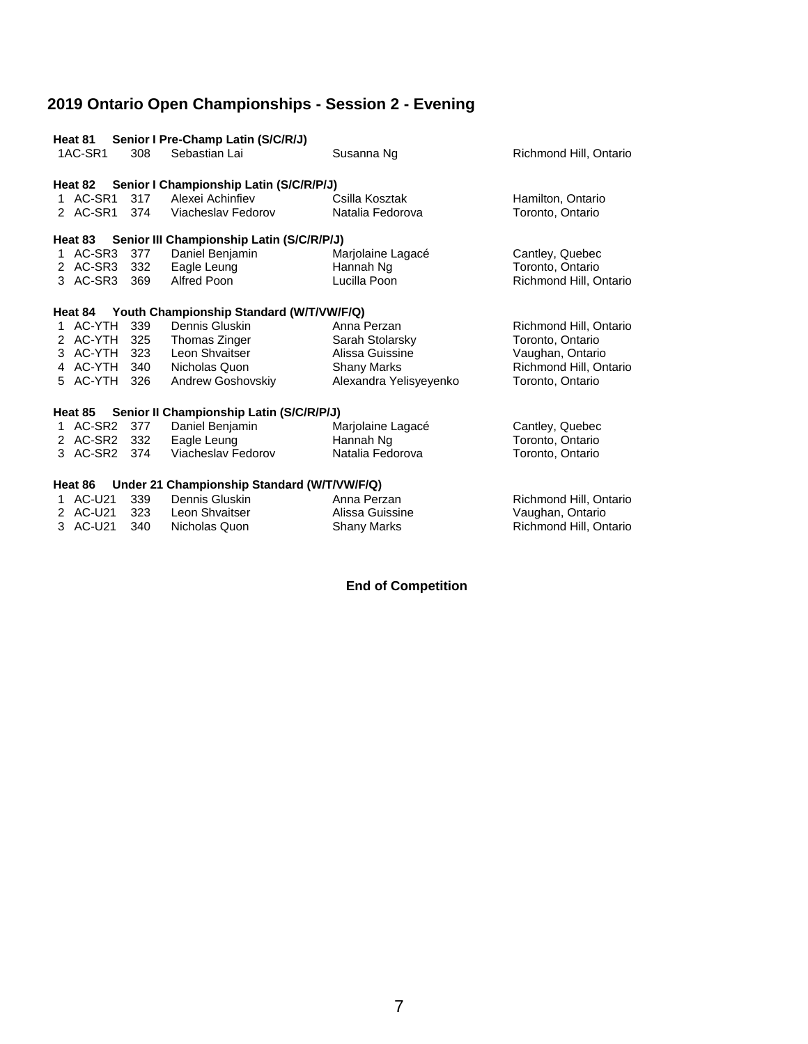## 2019 Ontario Open Championships - Session 2 - Evening

**Heat 81 Senior I Pre-Champ Latin (S/C/R/J)**

| | | | | | |
|---|---|---|---|---|---|
| 1 | AC-SR1 | 308 | Sebastian Lai | Susanna Ng | Richmond Hill, Ontario |

**Heat 82 Senior I Championship Latin (S/C/R/P/J)**

| | | | | | |
|---|---|---|---|---|---|
| 1 | AC-SR1 | 317 | Alexei Achinfiev | Csilla Kosztak | Hamilton, Ontario |
| 2 | AC-SR1 | 374 | Viacheslav Fedorov | Natalia Fedorova | Toronto, Ontario |

**Heat 83 Senior III Championship Latin (S/C/R/P/J)**

| | | | | | |
|---|---|---|---|---|---|
| 1 | AC-SR3 | 377 | Daniel Benjamin | Marjolaine Lagacé | Cantley, Quebec |
| 2 | AC-SR3 | 332 | Eagle Leung | Hannah Ng | Toronto, Ontario |
| 3 | AC-SR3 | 369 | Alfred Poon | Lucilla Poon | Richmond Hill, Ontario |

**Heat 84 Youth Championship Standard (W/T/VW/F/Q)**

| | | | | | |
|---|---|---|---|---|---|
| 1 | AC-YTH | 339 | Dennis Gluskin | Anna Perzan | Richmond Hill, Ontario |
| 2 | AC-YTH | 325 | Thomas Zinger | Sarah Stolarsky | Toronto, Ontario |
| 3 | AC-YTH | 323 | Leon Shvaitser | Alissa Guissine | Vaughan, Ontario |
| 4 | AC-YTH | 340 | Nicholas Quon | Shany Marks | Richmond Hill, Ontario |
| 5 | AC-YTH | 326 | Andrew Goshovskiy | Alexandra Yelisyeyenko | Toronto, Ontario |

**Heat 85 Senior II Championship Latin (S/C/R/P/J)**

| | | | | | |
|---|---|---|---|---|---|
| 1 | AC-SR2 | 377 | Daniel Benjamin | Marjolaine Lagacé | Cantley, Quebec |
| 2 | AC-SR2 | 332 | Eagle Leung | Hannah Ng | Toronto, Ontario |
| 3 | AC-SR2 | 374 | Viacheslav Fedorov | Natalia Fedorova | Toronto, Ontario |

**Heat 86 Under 21 Championship Standard (W/T/VW/F/Q)**

| | | | | | |
|---|---|---|---|---|---|
| 1 | AC-U21 | 339 | Dennis Gluskin | Anna Perzan | Richmond Hill, Ontario |
| 2 | AC-U21 | 323 | Leon Shvaitser | Alissa Guissine | Vaughan, Ontario |
| 3 | AC-U21 | 340 | Nicholas Quon | Shany Marks | Richmond Hill, Ontario |

**End of Competition**